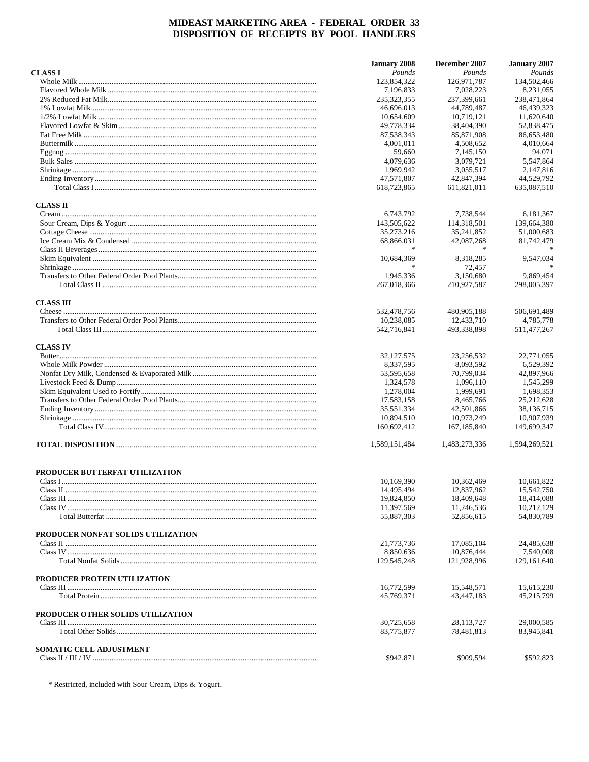# MIDEAST MARKETING AREA - FEDERAL ORDER 33
## DISPOSITION OF RECEIPTS BY POOL HANDLERS

| | January 2008 | December 2007 | January 2007 |
|---|---|---|---|
| **CLASS I** | *Pounds* | *Pounds* | *Pounds* |
| Whole Milk | 123,854,322 | 126,971,787 | 134,502,466 |
| Flavored Whole Milk | 7,196,833 | 7,028,223 | 8,231,055 |
| 2% Reduced Fat Milk | 235,323,355 | 237,399,661 | 238,471,864 |
| 1% Lowfat Milk | 46,696,013 | 44,789,487 | 46,439,323 |
| 1/2% Lowfat Milk | 10,654,609 | 10,719,121 | 11,620,640 |
| Flavored Lowfat & Skim | 49,778,334 | 38,404,390 | 52,838,475 |
| Fat Free Milk | 87,538,343 | 85,871,908 | 86,653,480 |
| Buttermilk | 4,001,011 | 4,508,652 | 4,010,664 |
| Eggnog | 59,660 | 7,145,150 | 94,071 |
| Bulk Sales | 4,079,636 | 3,079,721 | 5,547,864 |
| Shrinkage | 1,969,942 | 3,055,517 | 2,147,816 |
| Ending Inventory | 47,571,807 | 42,847,394 | 44,529,792 |
| Total Class I | 618,723,865 | 611,821,011 | 635,087,510 |
| **CLASS II** | | | |
| Cream | 6,743,792 | 7,738,544 | 6,181,367 |
| Sour Cream, Dips & Yogurt | 143,505,622 | 114,318,501 | 139,664,380 |
| Cottage Cheese | 35,273,216 | 35,241,852 | 51,000,683 |
| Ice Cream Mix & Condensed | 68,866,031 | 42,087,268 | 81,742,479 |
| Class II Beverages | * | * | * |
| Skim Equivalent | 10,684,369 | 8,318,285 | 9,547,034 |
| Shrinkage | * | 72,457 | * |
| Transfers to Other Federal Order Pool Plants | 1,945,336 | 3,150,680 | 9,869,454 |
| Total Class II | 267,018,366 | 210,927,587 | 298,005,397 |
| **CLASS III** | | | |
| Cheese | 532,478,756 | 480,905,188 | 506,691,489 |
| Transfers to Other Federal Order Pool Plants | 10,238,085 | 12,433,710 | 4,785,778 |
| Total Class III | 542,716,841 | 493,338,898 | 511,477,267 |
| **CLASS IV** | | | |
| Butter | 32,127,575 | 23,256,532 | 22,771,055 |
| Whole Milk Powder | 8,337,595 | 8,093,592 | 6,529,392 |
| Nonfat Dry Milk, Condensed & Evaporated Milk | 53,595,658 | 70,799,034 | 42,897,966 |
| Livestock Feed & Dump | 1,324,578 | 1,096,110 | 1,545,299 |
| Skim Equivalent Used to Fortify | 1,278,004 | 1,999,691 | 1,698,353 |
| Transfers to Other Federal Order Pool Plants | 17,583,158 | 8,465,766 | 25,212,628 |
| Ending Inventory | 35,551,334 | 42,501,866 | 38,136,715 |
| Shrinkage | 10,894,510 | 10,973,249 | 10,907,939 |
| Total Class IV | 160,692,412 | 167,185,840 | 149,699,347 |
| **TOTAL DISPOSITION** | 1,589,151,484 | 1,483,273,336 | 1,594,269,521 |

| | January 2008 | December 2007 | January 2007 |
|---|---|---|---|
| **PRODUCER BUTTERFAT UTILIZATION** | | | |
| Class I | 10,169,390 | 10,362,469 | 10,661,822 |
| Class II | 14,495,494 | 12,837,962 | 15,542,750 |
| Class III | 19,824,850 | 18,409,648 | 18,414,088 |
| Class IV | 11,397,569 | 11,246,536 | 10,212,129 |
| Total Butterfat | 55,887,303 | 52,856,615 | 54,830,789 |
| **PRODUCER NONFAT SOLIDS UTILIZATION** | | | |
| Class II | 21,773,736 | 17,085,104 | 24,485,638 |
| Class IV | 8,850,636 | 10,876,444 | 7,540,008 |
| Total Nonfat Solids | 129,545,248 | 121,928,996 | 129,161,640 |
| **PRODUCER PROTEIN UTILIZATION** | | | |
| Class III | 16,772,599 | 15,548,571 | 15,615,230 |
| Total Protein | 45,769,371 | 43,447,183 | 45,215,799 |
| **PRODUCER OTHER SOLIDS UTILIZATION** | | | |
| Class III | 30,725,658 | 28,113,727 | 29,000,585 |
| Total Other Solids | 83,775,877 | 78,481,813 | 83,945,841 |
| **SOMATIC CELL ADJUSTMENT** | | | |
| Class II / III / IV | $942,871 | $909,594 | $592,823 |

\* Restricted, included with Sour Cream, Dips & Yogurt.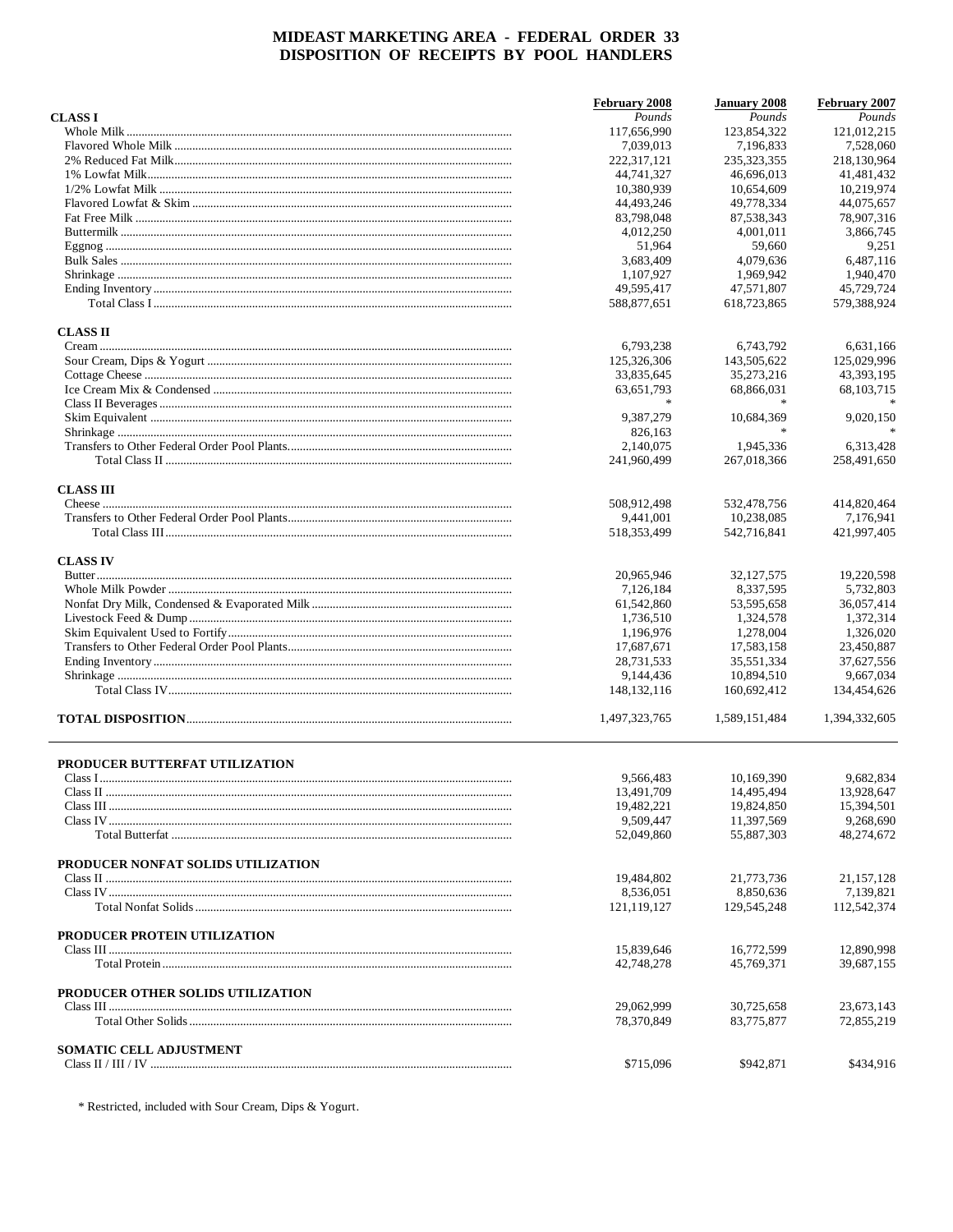# MIDEAST MARKETING AREA - FEDERAL ORDER 33
## DISPOSITION OF RECEIPTS BY POOL HANDLERS

| | February 2008 | January 2008 | February 2007 |
|---|---|---|---|
| **CLASS I** | *Pounds* | *Pounds* | *Pounds* |
| Whole Milk | 117,656,990 | 123,854,322 | 121,012,215 |
| Flavored Whole Milk | 7,039,013 | 7,196,833 | 7,528,060 |
| 2% Reduced Fat Milk | 222,317,121 | 235,323,355 | 218,130,964 |
| 1% Lowfat Milk | 44,741,327 | 46,696,013 | 41,481,432 |
| 1/2% Lowfat Milk | 10,380,939 | 10,654,609 | 10,219,974 |
| Flavored Lowfat & Skim | 44,493,246 | 49,778,334 | 44,075,657 |
| Fat Free Milk | 83,798,048 | 87,538,343 | 78,907,316 |
| Buttermilk | 4,012,250 | 4,001,011 | 3,866,745 |
| Eggnog | 51,964 | 59,660 | 9,251 |
| Bulk Sales | 3,683,409 | 4,079,636 | 6,487,116 |
| Shrinkage | 1,107,927 | 1,969,942 | 1,940,470 |
| Ending Inventory | 49,595,417 | 47,571,807 | 45,729,724 |
| Total Class I | 588,877,651 | 618,723,865 | 579,388,924 |
| **CLASS II** | | | |
| Cream | 6,793,238 | 6,743,792 | 6,631,166 |
| Sour Cream, Dips & Yogurt | 125,326,306 | 143,505,622 | 125,029,996 |
| Cottage Cheese | 33,835,645 | 35,273,216 | 43,393,195 |
| Ice Cream Mix & Condensed | 63,651,793 | 68,866,031 | 68,103,715 |
| Class II Beverages | * | * | * |
| Skim Equivalent | 9,387,279 | 10,684,369 | 9,020,150 |
| Shrinkage | 826,163 | * | * |
| Transfers to Other Federal Order Pool Plants | 2,140,075 | 1,945,336 | 6,313,428 |
| Total Class II | 241,960,499 | 267,018,366 | 258,491,650 |
| **CLASS III** | | | |
| Cheese | 508,912,498 | 532,478,756 | 414,820,464 |
| Transfers to Other Federal Order Pool Plants | 9,441,001 | 10,238,085 | 7,176,941 |
| Total Class III | 518,353,499 | 542,716,841 | 421,997,405 |
| **CLASS IV** | | | |
| Butter | 20,965,946 | 32,127,575 | 19,220,598 |
| Whole Milk Powder | 7,126,184 | 8,337,595 | 5,732,803 |
| Nonfat Dry Milk, Condensed & Evaporated Milk | 61,542,860 | 53,595,658 | 36,057,414 |
| Livestock Feed & Dump | 1,736,510 | 1,324,578 | 1,372,314 |
| Skim Equivalent Used to Fortify | 1,196,976 | 1,278,004 | 1,326,020 |
| Transfers to Other Federal Order Pool Plants | 17,687,671 | 17,583,158 | 23,450,887 |
| Ending Inventory | 28,731,533 | 35,551,334 | 37,627,556 |
| Shrinkage | 9,144,436 | 10,894,510 | 9,667,034 |
| Total Class IV | 148,132,116 | 160,692,412 | 134,454,626 |
| **TOTAL DISPOSITION** | 1,497,323,765 | 1,589,151,484 | 1,394,332,605 |

| | February 2008 | January 2008 | February 2007 |
|---|---|---|---|
| **PRODUCER BUTTERFAT UTILIZATION** | | | |
| Class I | 9,566,483 | 10,169,390 | 9,682,834 |
| Class II | 13,491,709 | 14,495,494 | 13,928,647 |
| Class III | 19,482,221 | 19,824,850 | 15,394,501 |
| Class IV | 9,509,447 | 11,397,569 | 9,268,690 |
| Total Butterfat | 52,049,860 | 55,887,303 | 48,274,672 |
| **PRODUCER NONFAT SOLIDS UTILIZATION** | | | |
| Class II | 19,484,802 | 21,773,736 | 21,157,128 |
| Class IV | 8,536,051 | 8,850,636 | 7,139,821 |
| Total Nonfat Solids | 121,119,127 | 129,545,248 | 112,542,374 |
| **PRODUCER PROTEIN UTILIZATION** | | | |
| Class III | 15,839,646 | 16,772,599 | 12,890,998 |
| Total Protein | 42,748,278 | 45,769,371 | 39,687,155 |
| **PRODUCER OTHER SOLIDS UTILIZATION** | | | |
| Class III | 29,062,999 | 30,725,658 | 23,673,143 |
| Total Other Solids | 78,370,849 | 83,775,877 | 72,855,219 |
| **SOMATIC CELL ADJUSTMENT** | | | |
| Class II / III / IV | $715,096 | $942,871 | $434,916 |

* Restricted, included with Sour Cream, Dips & Yogurt.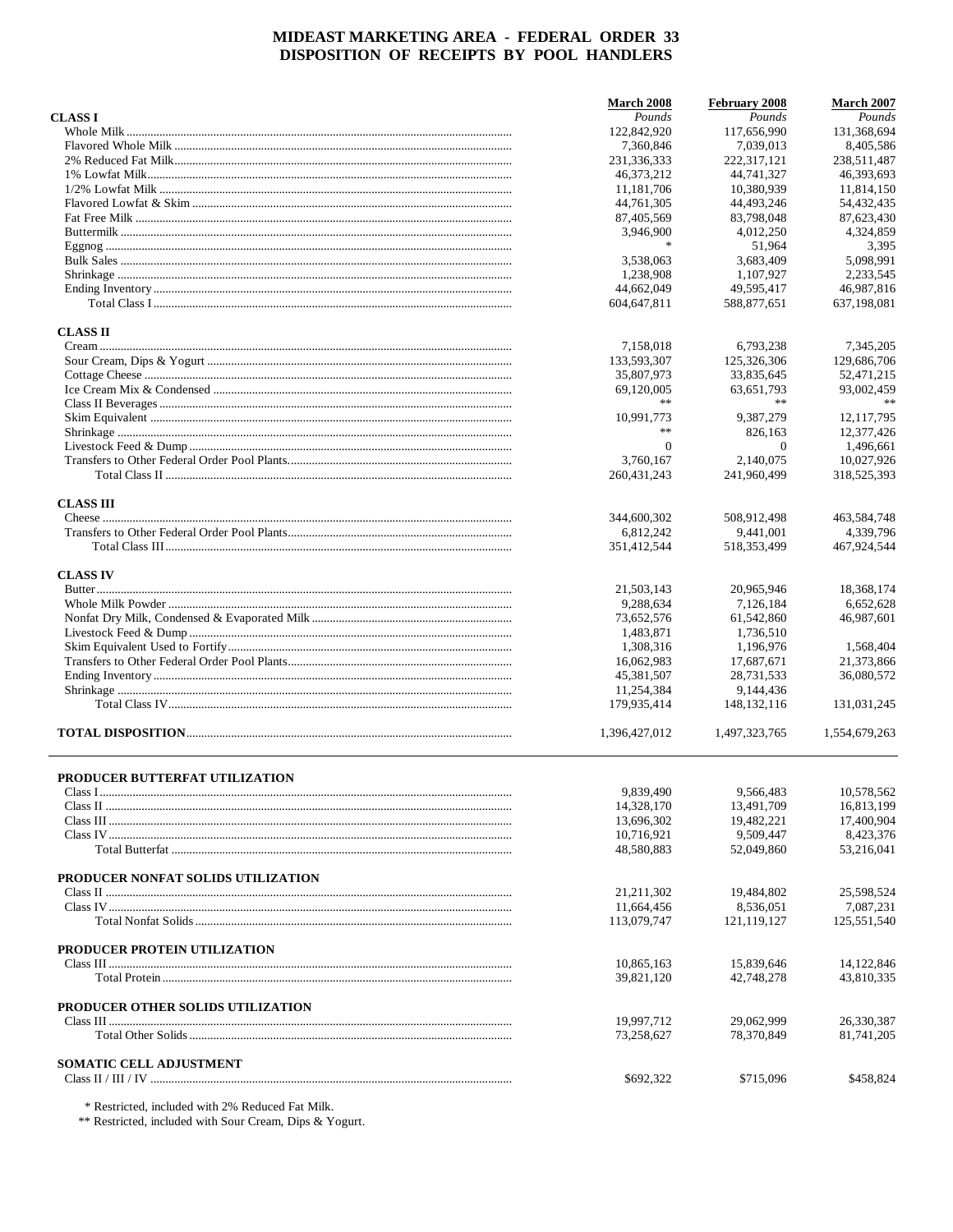# MIDEAST MARKETING AREA - FEDERAL ORDER 33
## DISPOSITION OF RECEIPTS BY POOL HANDLERS

| | March 2008 | February 2008 | March 2007 |
|---|---|---|---|
| | *Pounds* | *Pounds* | *Pounds* |
| **CLASS I** | | | |
| Whole Milk | 122,842,920 | 117,656,990 | 131,368,694 |
| Flavored Whole Milk | 7,360,846 | 7,039,013 | 8,405,586 |
| 2% Reduced Fat Milk | 231,336,333 | 222,317,121 | 238,511,487 |
| 1% Lowfat Milk | 46,373,212 | 44,741,327 | 46,393,693 |
| 1/2% Lowfat Milk | 11,181,706 | 10,380,939 | 11,814,150 |
| Flavored Lowfat & Skim | 44,761,305 | 44,493,246 | 54,432,435 |
| Fat Free Milk | 87,405,569 | 83,798,048 | 87,623,430 |
| Buttermilk | 3,946,900 | 4,012,250 | 4,324,859 |
| Eggnog | * | 51,964 | 3,395 |
| Bulk Sales | 3,538,063 | 3,683,409 | 5,098,991 |
| Shrinkage | 1,238,908 | 1,107,927 | 2,233,545 |
| Ending Inventory | 44,662,049 | 49,595,417 | 46,987,816 |
| Total Class I | 604,647,811 | 588,877,651 | 637,198,081 |
| **CLASS II** | | | |
| Cream | 7,158,018 | 6,793,238 | 7,345,205 |
| Sour Cream, Dips & Yogurt | 133,593,307 | 125,326,306 | 129,686,706 |
| Cottage Cheese | 35,807,973 | 33,835,645 | 52,471,215 |
| Ice Cream Mix & Condensed | 69,120,005 | 63,651,793 | 93,002,459 |
| Class II Beverages | ** | ** | ** |
| Skim Equivalent | 10,991,773 | 9,387,279 | 12,117,795 |
| Shrinkage | ** | 826,163 | 12,377,426 |
| Livestock Feed & Dump | 0 | 0 | 1,496,661 |
| Transfers to Other Federal Order Pool Plants | 3,760,167 | 2,140,075 | 10,027,926 |
| Total Class II | 260,431,243 | 241,960,499 | 318,525,393 |
| **CLASS III** | | | |
| Cheese | 344,600,302 | 508,912,498 | 463,584,748 |
| Transfers to Other Federal Order Pool Plants | 6,812,242 | 9,441,001 | 4,339,796 |
| Total Class III | 351,412,544 | 518,353,499 | 467,924,544 |
| **CLASS IV** | | | |
| Butter | 21,503,143 | 20,965,946 | 18,368,174 |
| Whole Milk Powder | 9,288,634 | 7,126,184 | 6,652,628 |
| Nonfat Dry Milk, Condensed & Evaporated Milk | 73,652,576 | 61,542,860 | 46,987,601 |
| Livestock Feed & Dump | 1,483,871 | 1,736,510 | |
| Skim Equivalent Used to Fortify | 1,308,316 | 1,196,976 | 1,568,404 |
| Transfers to Other Federal Order Pool Plants | 16,062,983 | 17,687,671 | 21,373,866 |
| Ending Inventory | 45,381,507 | 28,731,533 | 36,080,572 |
| Shrinkage | 11,254,384 | 9,144,436 | |
| Total Class IV | 179,935,414 | 148,132,116 | 131,031,245 |
| **TOTAL DISPOSITION** | 1,396,427,012 | 1,497,323,765 | 1,554,679,263 |

| | March 2008 | February 2008 | March 2007 |
|---|---|---|---|
| **PRODUCER BUTTERFAT UTILIZATION** | | | |
| Class I | 9,839,490 | 9,566,483 | 10,578,562 |
| Class II | 14,328,170 | 13,491,709 | 16,813,199 |
| Class III | 13,696,302 | 19,482,221 | 17,400,904 |
| Class IV | 10,716,921 | 9,509,447 | 8,423,376 |
| Total Butterfat | 48,580,883 | 52,049,860 | 53,216,041 |
| **PRODUCER NONFAT SOLIDS UTILIZATION** | | | |
| Class II | 21,211,302 | 19,484,802 | 25,598,524 |
| Class IV | 11,664,456 | 8,536,051 | 7,087,231 |
| Total Nonfat Solids | 113,079,747 | 121,119,127 | 125,551,540 |
| **PRODUCER PROTEIN UTILIZATION** | | | |
| Class III | 10,865,163 | 15,839,646 | 14,122,846 |
| Total Protein | 39,821,120 | 42,748,278 | 43,810,335 |
| **PRODUCER OTHER SOLIDS UTILIZATION** | | | |
| Class III | 19,997,712 | 29,062,999 | 26,330,387 |
| Total Other Solids | 73,258,627 | 78,370,849 | 81,741,205 |
| **SOMATIC CELL ADJUSTMENT** | | | |
| Class II / III / IV | $692,322 | $715,096 | $458,824 |

\* Restricted, included with 2% Reduced Fat Milk.

\*\* Restricted, included with Sour Cream, Dips & Yogurt.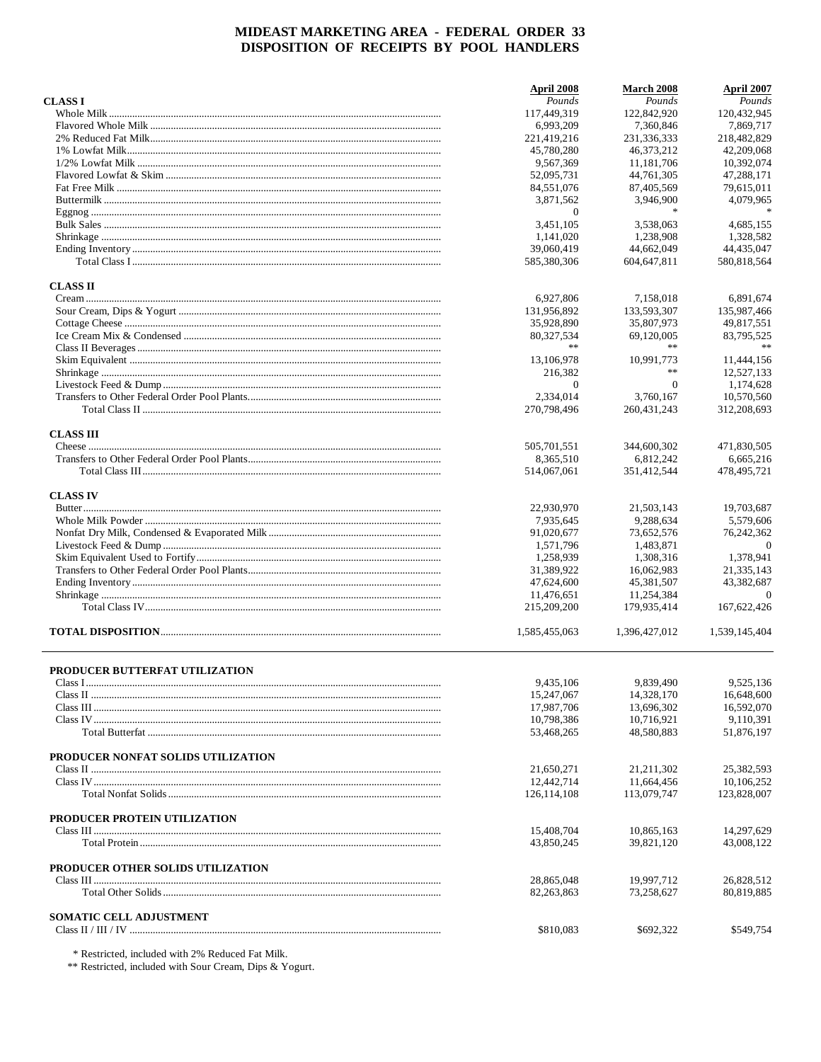# MIDEAST MARKETING AREA - FEDERAL ORDER 33
## DISPOSITION OF RECEIPTS BY POOL HANDLERS

| | April 2008 | March 2008 | April 2007 |
|---|---|---|---|
| | *Pounds* | *Pounds* | *Pounds* |
| **CLASS I** | | | |
| Whole Milk | 117,449,319 | 122,842,920 | 120,432,945 |
| Flavored Whole Milk | 6,993,209 | 7,360,846 | 7,869,717 |
| 2% Reduced Fat Milk | 221,419,216 | 231,336,333 | 218,482,829 |
| 1% Lowfat Milk | 45,780,280 | 46,373,212 | 42,209,068 |
| 1/2% Lowfat Milk | 9,567,369 | 11,181,706 | 10,392,074 |
| Flavored Lowfat & Skim | 52,095,731 | 44,761,305 | 47,288,171 |
| Fat Free Milk | 84,551,076 | 87,405,569 | 79,615,011 |
| Buttermilk | 3,871,562 | 3,946,900 | 4,079,965 |
| Eggnog | 0 | * | * |
| Bulk Sales | 3,451,105 | 3,538,063 | 4,685,155 |
| Shrinkage | 1,141,020 | 1,238,908 | 1,328,582 |
| Ending Inventory | 39,060,419 | 44,662,049 | 44,435,047 |
| Total Class I | 585,380,306 | 604,647,811 | 580,818,564 |
| **CLASS II** | | | |
| Cream | 6,927,806 | 7,158,018 | 6,891,674 |
| Sour Cream, Dips & Yogurt | 131,956,892 | 133,593,307 | 135,987,466 |
| Cottage Cheese | 35,928,890 | 35,807,973 | 49,817,551 |
| Ice Cream Mix & Condensed | 80,327,534 | 69,120,005 | 83,795,525 |
| Class II Beverages | ** | ** | ** |
| Skim Equivalent | 13,106,978 | 10,991,773 | 11,444,156 |
| Shrinkage | 216,382 | ** | 12,527,133 |
| Livestock Feed & Dump | 0 | 0 | 1,174,628 |
| Transfers to Other Federal Order Pool Plants | 2,334,014 | 3,760,167 | 10,570,560 |
| Total Class II | 270,798,496 | 260,431,243 | 312,208,693 |
| **CLASS III** | | | |
| Cheese | 505,701,551 | 344,600,302 | 471,830,505 |
| Transfers to Other Federal Order Pool Plants | 8,365,510 | 6,812,242 | 6,665,216 |
| Total Class III | 514,067,061 | 351,412,544 | 478,495,721 |
| **CLASS IV** | | | |
| Butter | 22,930,970 | 21,503,143 | 19,703,687 |
| Whole Milk Powder | 7,935,645 | 9,288,634 | 5,579,606 |
| Nonfat Dry Milk, Condensed & Evaporated Milk | 91,020,677 | 73,652,576 | 76,242,362 |
| Livestock Feed & Dump | 1,571,796 | 1,483,871 | 0 |
| Skim Equivalent Used to Fortify | 1,258,939 | 1,308,316 | 1,378,941 |
| Transfers to Other Federal Order Pool Plants | 31,389,922 | 16,062,983 | 21,335,143 |
| Ending Inventory | 47,624,600 | 45,381,507 | 43,382,687 |
| Shrinkage | 11,476,651 | 11,254,384 | 0 |
| Total Class IV | 215,209,200 | 179,935,414 | 167,622,426 |
| **TOTAL DISPOSITION** | 1,585,455,063 | 1,396,427,012 | 1,539,145,404 |

| | April 2008 | March 2008 | April 2007 |
|---|---|---|---|
| **PRODUCER BUTTERFAT UTILIZATION** | | | |
| Class I | 9,435,106 | 9,839,490 | 9,525,136 |
| Class II | 15,247,067 | 14,328,170 | 16,648,600 |
| Class III | 17,987,706 | 13,696,302 | 16,592,070 |
| Class IV | 10,798,386 | 10,716,921 | 9,110,391 |
| Total Butterfat | 53,468,265 | 48,580,883 | 51,876,197 |
| **PRODUCER NONFAT SOLIDS UTILIZATION** | | | |
| Class II | 21,650,271 | 21,211,302 | 25,382,593 |
| Class IV | 12,442,714 | 11,664,456 | 10,106,252 |
| Total Nonfat Solids | 126,114,108 | 113,079,747 | 123,828,007 |
| **PRODUCER PROTEIN UTILIZATION** | | | |
| Class III | 15,408,704 | 10,865,163 | 14,297,629 |
| Total Protein | 43,850,245 | 39,821,120 | 43,008,122 |
| **PRODUCER OTHER SOLIDS UTILIZATION** | | | |
| Class III | 28,865,048 | 19,997,712 | 26,828,512 |
| Total Other Solids | 82,263,863 | 73,258,627 | 80,819,885 |
| **SOMATIC CELL ADJUSTMENT** | | | |
| Class II / III / IV | $810,083 | $692,322 | $549,754 |

\* Restricted, included with 2% Reduced Fat Milk.

\** Restricted, included with Sour Cream, Dips & Yogurt.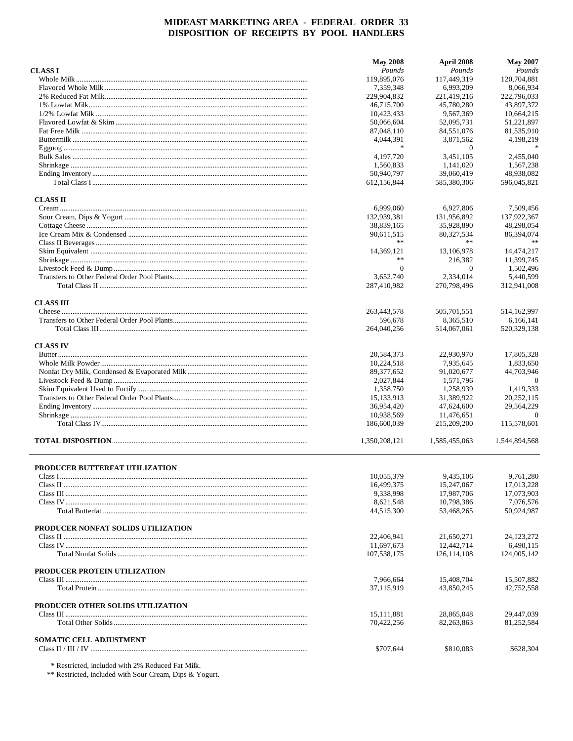# MIDEAST MARKETING AREA - FEDERAL ORDER 33
## DISPOSITION OF RECEIPTS BY POOL HANDLERS

| | May 2008 | April 2008 | May 2007 |
|---|---|---|---|
| | *Pounds* | *Pounds* | *Pounds* |
| **CLASS I** | | | |
| Whole Milk | 119,895,076 | 117,449,319 | 120,704,881 |
| Flavored Whole Milk | 7,359,348 | 6,993,209 | 8,066,934 |
| 2% Reduced Fat Milk | 229,904,832 | 221,419,216 | 222,796,033 |
| 1% Lowfat Milk | 46,715,700 | 45,780,280 | 43,897,372 |
| 1/2% Lowfat Milk | 10,423,433 | 9,567,369 | 10,664,215 |
| Flavored Lowfat & Skim | 50,066,604 | 52,095,731 | 51,221,897 |
| Fat Free Milk | 87,048,110 | 84,551,076 | 81,535,910 |
| Buttermilk | 4,044,391 | 3,871,562 | 4,198,219 |
| Eggnog | * | 0 | * |
| Bulk Sales | 4,197,720 | 3,451,105 | 2,455,040 |
| Shrinkage | 1,560,833 | 1,141,020 | 1,567,238 |
| Ending Inventory | 50,940,797 | 39,060,419 | 48,938,082 |
| Total Class I | 612,156,844 | 585,380,306 | 596,045,821 |
| **CLASS II** | | | |
| Cream | 6,999,060 | 6,927,806 | 7,509,456 |
| Sour Cream, Dips & Yogurt | 132,939,381 | 131,956,892 | 137,922,367 |
| Cottage Cheese | 38,839,165 | 35,928,890 | 48,298,054 |
| Ice Cream Mix & Condensed | 90,611,515 | 80,327,534 | 86,394,074 |
| Class II Beverages | ** | ** | ** |
| Skim Equivalent | 14,369,121 | 13,106,978 | 14,474,217 |
| Shrinkage | ** | 216,382 | 11,399,745 |
| Livestock Feed & Dump | 0 | 0 | 1,502,496 |
| Transfers to Other Federal Order Pool Plants | 3,652,740 | 2,334,014 | 5,440,599 |
| Total Class II | 287,410,982 | 270,798,496 | 312,941,008 |
| **CLASS III** | | | |
| Cheese | 263,443,578 | 505,701,551 | 514,162,997 |
| Transfers to Other Federal Order Pool Plants | 596,678 | 8,365,510 | 6,166,141 |
| Total Class III | 264,040,256 | 514,067,061 | 520,329,138 |
| **CLASS IV** | | | |
| Butter | 20,584,373 | 22,930,970 | 17,805,328 |
| Whole Milk Powder | 10,224,518 | 7,935,645 | 1,833,650 |
| Nonfat Dry Milk, Condensed & Evaporated Milk | 89,377,652 | 91,020,677 | 44,703,946 |
| Livestock Feed & Dump | 2,027,844 | 1,571,796 | 0 |
| Skim Equivalent Used to Fortify | 1,358,750 | 1,258,939 | 1,419,333 |
| Transfers to Other Federal Order Pool Plants | 15,133,913 | 31,389,922 | 20,252,115 |
| Ending Inventory | 36,954,420 | 47,624,600 | 29,564,229 |
| Shrinkage | 10,938,569 | 11,476,651 | 0 |
| Total Class IV | 186,600,039 | 215,209,200 | 115,578,601 |
| **TOTAL DISPOSITION** | 1,350,208,121 | 1,585,455,063 | 1,544,894,568 |

| | May 2008 | April 2008 | May 2007 |
|---|---|---|---|
| **PRODUCER BUTTERFAT UTILIZATION** | | | |
| Class I | 10,055,379 | 9,435,106 | 9,761,280 |
| Class II | 16,499,375 | 15,247,067 | 17,013,228 |
| Class III | 9,338,998 | 17,987,706 | 17,073,903 |
| Class IV | 8,621,548 | 10,798,386 | 7,076,576 |
| Total Butterfat | 44,515,300 | 53,468,265 | 50,924,987 |
| **PRODUCER NONFAT SOLIDS UTILIZATION** | | | |
| Class II | 22,406,941 | 21,650,271 | 24,123,272 |
| Class IV | 11,697,673 | 12,442,714 | 6,490,115 |
| Total Nonfat Solids | 107,538,175 | 126,114,108 | 124,005,142 |
| **PRODUCER PROTEIN UTILIZATION** | | | |
| Class III | 7,966,664 | 15,408,704 | 15,507,882 |
| Total Protein | 37,115,919 | 43,850,245 | 42,752,558 |
| **PRODUCER OTHER SOLIDS UTILIZATION** | | | |
| Class III | 15,111,881 | 28,865,048 | 29,447,039 |
| Total Other Solids | 70,422,256 | 82,263,863 | 81,252,584 |
| **SOMATIC CELL ADJUSTMENT** | | | |
| Class II / III / IV | $707,644 | $810,083 | $628,304 |

\* Restricted, included with 2% Reduced Fat Milk.

\*\* Restricted, included with Sour Cream, Dips & Yogurt.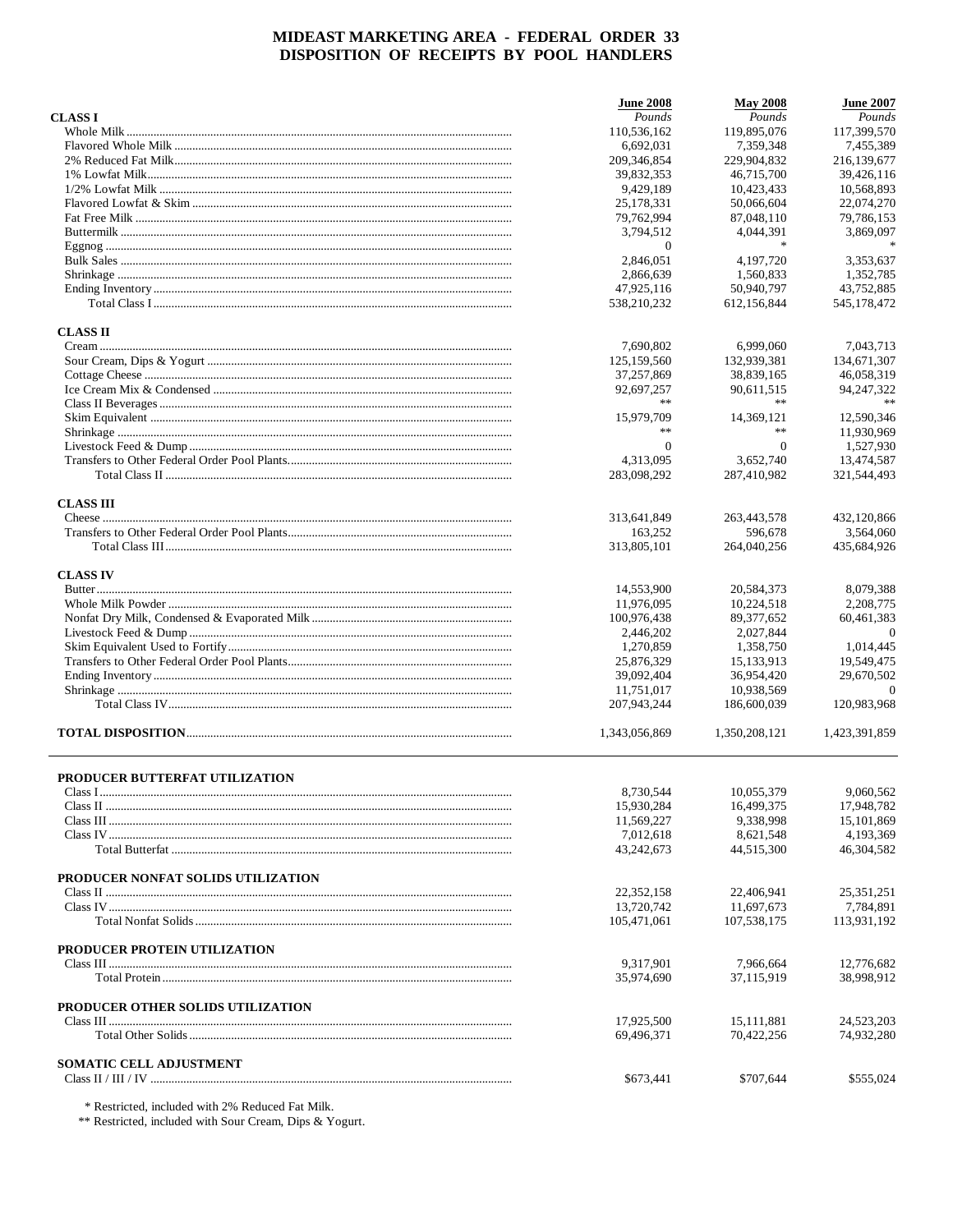# MIDEAST MARKETING AREA - FEDERAL ORDER 33
## DISPOSITION OF RECEIPTS BY POOL HANDLERS

| | June 2008 | May 2008 | June 2007 |
|---|---|---|---|
| | *Pounds* | *Pounds* | *Pounds* |
| **CLASS I** | | | |
| Whole Milk | 110,536,162 | 119,895,076 | 117,399,570 |
| Flavored Whole Milk | 6,692,031 | 7,359,348 | 7,455,389 |
| 2% Reduced Fat Milk | 209,346,854 | 229,904,832 | 216,139,677 |
| 1% Lowfat Milk | 39,832,353 | 46,715,700 | 39,426,116 |
| 1/2% Lowfat Milk | 9,429,189 | 10,423,433 | 10,568,893 |
| Flavored Lowfat & Skim | 25,178,331 | 50,066,604 | 22,074,270 |
| Fat Free Milk | 79,762,994 | 87,048,110 | 79,786,153 |
| Buttermilk | 3,794,512 | 4,044,391 | 3,869,097 |
| Eggnog | 0 | * | * |
| Bulk Sales | 2,846,051 | 4,197,720 | 3,353,637 |
| Shrinkage | 2,866,639 | 1,560,833 | 1,352,785 |
| Ending Inventory | 47,925,116 | 50,940,797 | 43,752,885 |
| Total Class I | 538,210,232 | 612,156,844 | 545,178,472 |
| **CLASS II** | | | |
| Cream | 7,690,802 | 6,999,060 | 7,043,713 |
| Sour Cream, Dips & Yogurt | 125,159,560 | 132,939,381 | 134,671,307 |
| Cottage Cheese | 37,257,869 | 38,839,165 | 46,058,319 |
| Ice Cream Mix & Condensed | 92,697,257 | 90,611,515 | 94,247,322 |
| Class II Beverages | ** | ** | ** |
| Skim Equivalent | 15,979,709 | 14,369,121 | 12,590,346 |
| Shrinkage | ** | ** | 11,930,969 |
| Livestock Feed & Dump | 0 | 0 | 1,527,930 |
| Transfers to Other Federal Order Pool Plants | 4,313,095 | 3,652,740 | 13,474,587 |
| Total Class II | 283,098,292 | 287,410,982 | 321,544,493 |
| **CLASS III** | | | |
| Cheese | 313,641,849 | 263,443,578 | 432,120,866 |
| Transfers to Other Federal Order Pool Plants | 163,252 | 596,678 | 3,564,060 |
| Total Class III | 313,805,101 | 264,040,256 | 435,684,926 |
| **CLASS IV** | | | |
| Butter | 14,553,900 | 20,584,373 | 8,079,388 |
| Whole Milk Powder | 11,976,095 | 10,224,518 | 2,208,775 |
| Nonfat Dry Milk, Condensed & Evaporated Milk | 100,976,438 | 89,377,652 | 60,461,383 |
| Livestock Feed & Dump | 2,446,202 | 2,027,844 | 0 |
| Skim Equivalent Used to Fortify | 1,270,859 | 1,358,750 | 1,014,445 |
| Transfers to Other Federal Order Pool Plants | 25,876,329 | 15,133,913 | 19,549,475 |
| Ending Inventory | 39,092,404 | 36,954,420 | 29,670,502 |
| Shrinkage | 11,751,017 | 10,938,569 | 0 |
| Total Class IV | 207,943,244 | 186,600,039 | 120,983,968 |
| **TOTAL DISPOSITION** | 1,343,056,869 | 1,350,208,121 | 1,423,391,859 |

| | June 2008 | May 2008 | June 2007 |
|---|---|---|---|
| **PRODUCER BUTTERFAT UTILIZATION** | | | |
| Class I | 8,730,544 | 10,055,379 | 9,060,562 |
| Class II | 15,930,284 | 16,499,375 | 17,948,782 |
| Class III | 11,569,227 | 9,338,998 | 15,101,869 |
| Class IV | 7,012,618 | 8,621,548 | 4,193,369 |
| Total Butterfat | 43,242,673 | 44,515,300 | 46,304,582 |
| **PRODUCER NONFAT SOLIDS UTILIZATION** | | | |
| Class II | 22,352,158 | 22,406,941 | 25,351,251 |
| Class IV | 13,720,742 | 11,697,673 | 7,784,891 |
| Total Nonfat Solids | 105,471,061 | 107,538,175 | 113,931,192 |
| **PRODUCER PROTEIN UTILIZATION** | | | |
| Class III | 9,317,901 | 7,966,664 | 12,776,682 |
| Total Protein | 35,974,690 | 37,115,919 | 38,998,912 |
| **PRODUCER OTHER SOLIDS UTILIZATION** | | | |
| Class III | 17,925,500 | 15,111,881 | 24,523,203 |
| Total Other Solids | 69,496,371 | 70,422,256 | 74,932,280 |
| **SOMATIC CELL ADJUSTMENT** | | | |
| Class II / III / IV | $673,441 | $707,644 | $555,024 |

\* Restricted, included with 2% Reduced Fat Milk.

** Restricted, included with Sour Cream, Dips & Yogurt.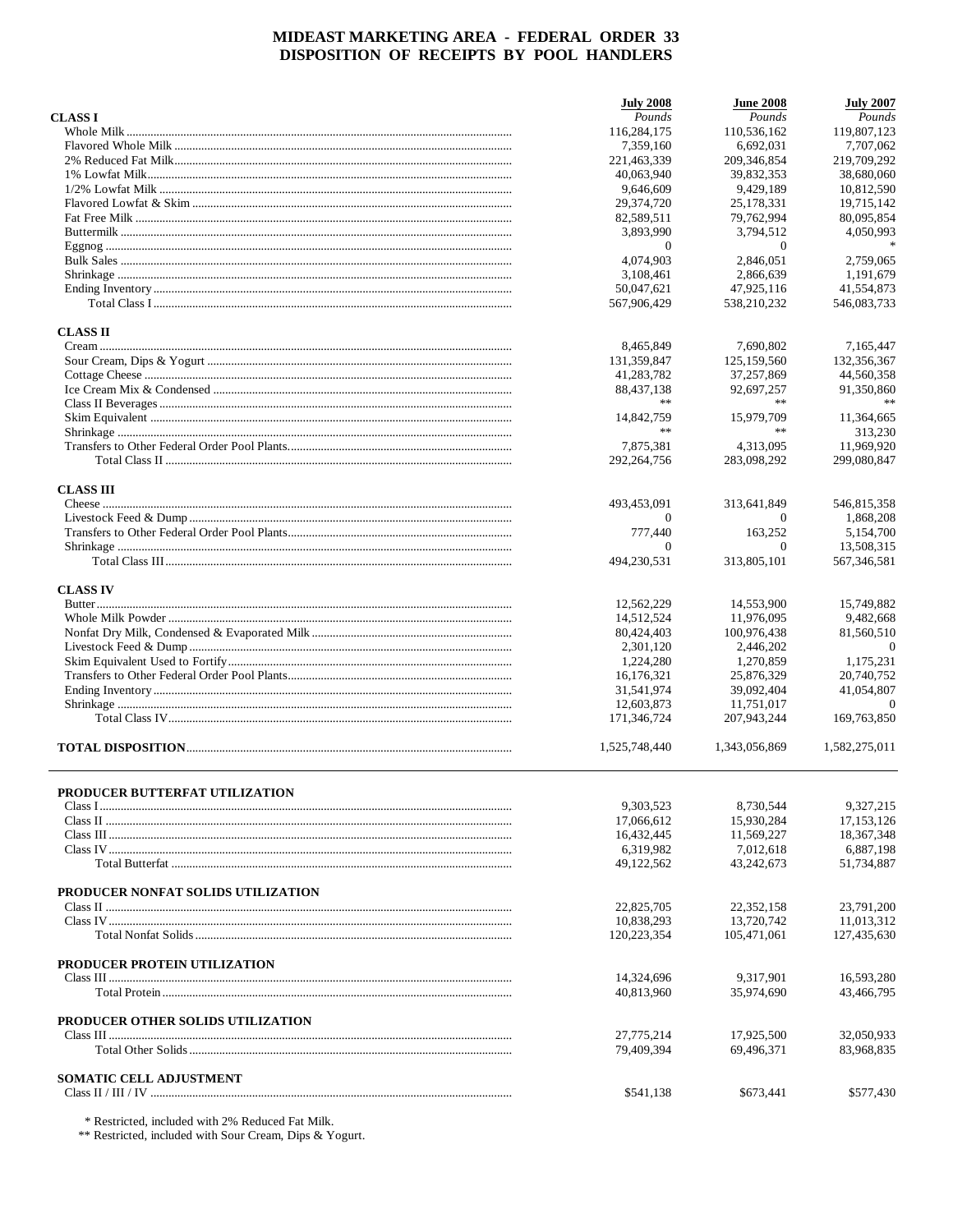# MIDEAST MARKETING AREA - FEDERAL ORDER 33
# DISPOSITION OF RECEIPTS BY POOL HANDLERS

| | July 2008 | June 2008 | July 2007 |
|---|---|---|---|
| | *Pounds* | *Pounds* | *Pounds* |
| **CLASS I** | | | |
| Whole Milk | 116,284,175 | 110,536,162 | 119,807,123 |
| Flavored Whole Milk | 7,359,160 | 6,692,031 | 7,707,062 |
| 2% Reduced Fat Milk | 221,463,339 | 209,346,854 | 219,709,292 |
| 1% Lowfat Milk | 40,063,940 | 39,832,353 | 38,680,060 |
| 1/2% Lowfat Milk | 9,646,609 | 9,429,189 | 10,812,590 |
| Flavored Lowfat & Skim | 29,374,720 | 25,178,331 | 19,715,142 |
| Fat Free Milk | 82,589,511 | 79,762,994 | 80,095,854 |
| Buttermilk | 3,893,990 | 3,794,512 | 4,050,993 |
| Eggnog | 0 | 0 | * |
| Bulk Sales | 4,074,903 | 2,846,051 | 2,759,065 |
| Shrinkage | 3,108,461 | 2,866,639 | 1,191,679 |
| Ending Inventory | 50,047,621 | 47,925,116 | 41,554,873 |
| Total Class I | 567,906,429 | 538,210,232 | 546,083,733 |
| **CLASS II** | | | |
| Cream | 8,465,849 | 7,690,802 | 7,165,447 |
| Sour Cream, Dips & Yogurt | 131,359,847 | 125,159,560 | 132,356,367 |
| Cottage Cheese | 41,283,782 | 37,257,869 | 44,560,358 |
| Ice Cream Mix & Condensed | 88,437,138 | 92,697,257 | 91,350,860 |
| Class II Beverages | ** | ** | ** |
| Skim Equivalent | 14,842,759 | 15,979,709 | 11,364,665 |
| Shrinkage | ** | ** | 313,230 |
| Transfers to Other Federal Order Pool Plants | 7,875,381 | 4,313,095 | 11,969,920 |
| Total Class II | 292,264,756 | 283,098,292 | 299,080,847 |
| **CLASS III** | | | |
| Cheese | 493,453,091 | 313,641,849 | 546,815,358 |
| Livestock Feed & Dump | 0 | 0 | 1,868,208 |
| Transfers to Other Federal Order Pool Plants | 777,440 | 163,252 | 5,154,700 |
| Shrinkage | 0 | 0 | 13,508,315 |
| Total Class III | 494,230,531 | 313,805,101 | 567,346,581 |
| **CLASS IV** | | | |
| Butter | 12,562,229 | 14,553,900 | 15,749,882 |
| Whole Milk Powder | 14,512,524 | 11,976,095 | 9,482,668 |
| Nonfat Dry Milk, Condensed & Evaporated Milk | 80,424,403 | 100,976,438 | 81,560,510 |
| Livestock Feed & Dump | 2,301,120 | 2,446,202 | 0 |
| Skim Equivalent Used to Fortify | 1,224,280 | 1,270,859 | 1,175,231 |
| Transfers to Other Federal Order Pool Plants | 16,176,321 | 25,876,329 | 20,740,752 |
| Ending Inventory | 31,541,974 | 39,092,404 | 41,054,807 |
| Shrinkage | 12,603,873 | 11,751,017 | 0 |
| Total Class IV | 171,346,724 | 207,943,244 | 169,763,850 |
| **TOTAL DISPOSITION** | 1,525,748,440 | 1,343,056,869 | 1,582,275,011 |

| | July 2008 | June 2008 | July 2007 |
|---|---|---|---|
| **PRODUCER BUTTERFAT UTILIZATION** | | | |
| Class I | 9,303,523 | 8,730,544 | 9,327,215 |
| Class II | 17,066,612 | 15,930,284 | 17,153,126 |
| Class III | 16,432,445 | 11,569,227 | 18,367,348 |
| Class IV | 6,319,982 | 7,012,618 | 6,887,198 |
| Total Butterfat | 49,122,562 | 43,242,673 | 51,734,887 |
| **PRODUCER NONFAT SOLIDS UTILIZATION** | | | |
| Class II | 22,825,705 | 22,352,158 | 23,791,200 |
| Class IV | 10,838,293 | 13,720,742 | 11,013,312 |
| Total Nonfat Solids | 120,223,354 | 105,471,061 | 127,435,630 |
| **PRODUCER PROTEIN UTILIZATION** | | | |
| Class III | 14,324,696 | 9,317,901 | 16,593,280 |
| Total Protein | 40,813,960 | 35,974,690 | 43,466,795 |
| **PRODUCER OTHER SOLIDS UTILIZATION** | | | |
| Class III | 27,775,214 | 17,925,500 | 32,050,933 |
| Total Other Solids | 79,409,394 | 69,496,371 | 83,968,835 |
| **SOMATIC CELL ADJUSTMENT** | | | |
| Class II / III / IV | $541,138 | $673,441 | $577,430 |

\* Restricted, included with 2% Reduced Fat Milk.
\** Restricted, included with Sour Cream, Dips & Yogurt.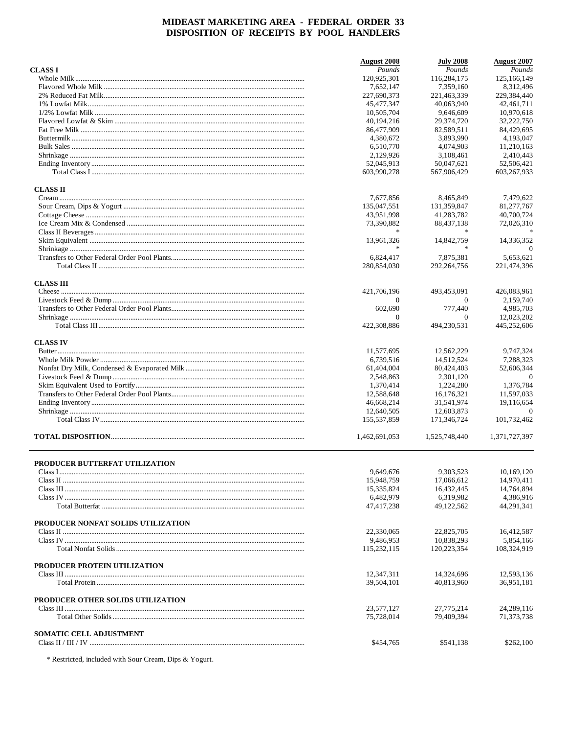# MIDEAST MARKETING AREA - FEDERAL ORDER 33
## DISPOSITION OF RECEIPTS BY POOL HANDLERS

| | August 2008 | July 2008 | August 2007 |
|---|---|---|---|
| | *Pounds* | *Pounds* | *Pounds* |
| **CLASS I** | | | |
| Whole Milk | 120,925,301 | 116,284,175 | 125,166,149 |
| Flavored Whole Milk | 7,652,147 | 7,359,160 | 8,312,496 |
| 2% Reduced Fat Milk | 227,690,373 | 221,463,339 | 229,384,440 |
| 1% Lowfat Milk | 45,477,347 | 40,063,940 | 42,461,711 |
| 1/2% Lowfat Milk | 10,505,704 | 9,646,609 | 10,970,618 |
| Flavored Lowfat & Skim | 40,194,216 | 29,374,720 | 32,222,750 |
| Fat Free Milk | 86,477,909 | 82,589,511 | 84,429,695 |
| Buttermilk | 4,380,672 | 3,893,990 | 4,193,047 |
| Bulk Sales | 6,510,770 | 4,074,903 | 11,210,163 |
| Shrinkage | 2,129,926 | 3,108,461 | 2,410,443 |
| Ending Inventory | 52,045,913 | 50,047,621 | 52,506,421 |
| Total Class I | 603,990,278 | 567,906,429 | 603,267,933 |
| **CLASS II** | | | |
| Cream | 7,677,856 | 8,465,849 | 7,479,622 |
| Sour Cream, Dips & Yogurt | 135,047,551 | 131,359,847 | 81,277,767 |
| Cottage Cheese | 43,951,998 | 41,283,782 | 40,700,724 |
| Ice Cream Mix & Condensed | 73,390,882 | 88,437,138 | 72,026,310 |
| Class II Beverages | * | * | * |
| Skim Equivalent | 13,961,326 | 14,842,759 | 14,336,352 |
| Shrinkage | * | * | 0 |
| Transfers to Other Federal Order Pool Plants | 6,824,417 | 7,875,381 | 5,653,621 |
| Total Class II | 280,854,030 | 292,264,756 | 221,474,396 |
| **CLASS III** | | | |
| Cheese | 421,706,196 | 493,453,091 | 426,083,961 |
| Livestock Feed & Dump | 0 | 0 | 2,159,740 |
| Transfers to Other Federal Order Pool Plants | 602,690 | 777,440 | 4,985,703 |
| Shrinkage | 0 | 0 | 12,023,202 |
| Total Class III | 422,308,886 | 494,230,531 | 445,252,606 |
| **CLASS IV** | | | |
| Butter | 11,577,695 | 12,562,229 | 9,747,324 |
| Whole Milk Powder | 6,739,516 | 14,512,524 | 7,288,323 |
| Nonfat Dry Milk, Condensed & Evaporated Milk | 61,404,004 | 80,424,403 | 52,606,344 |
| Livestock Feed & Dump | 2,548,863 | 2,301,120 | 0 |
| Skim Equivalent Used to Fortify | 1,370,414 | 1,224,280 | 1,376,784 |
| Transfers to Other Federal Order Pool Plants | 12,588,648 | 16,176,321 | 11,597,033 |
| Ending Inventory | 46,668,214 | 31,541,974 | 19,116,654 |
| Shrinkage | 12,640,505 | 12,603,873 | 0 |
| Total Class IV | 155,537,859 | 171,346,724 | 101,732,462 |
| **TOTAL DISPOSITION** | 1,462,691,053 | 1,525,748,440 | 1,371,727,397 |

| | August 2008 | July 2008 | August 2007 |
|---|---|---|---|
| **PRODUCER BUTTERFAT UTILIZATION** | | | |
| Class I | 9,649,676 | 9,303,523 | 10,169,120 |
| Class II | 15,948,759 | 17,066,612 | 14,970,411 |
| Class III | 15,335,824 | 16,432,445 | 14,764,894 |
| Class IV | 6,482,979 | 6,319,982 | 4,386,916 |
| Total Butterfat | 47,417,238 | 49,122,562 | 44,291,341 |
| **PRODUCER NONFAT SOLIDS UTILIZATION** | | | |
| Class II | 22,330,065 | 22,825,705 | 16,412,587 |
| Class IV | 9,486,953 | 10,838,293 | 5,854,166 |
| Total Nonfat Solids | 115,232,115 | 120,223,354 | 108,324,919 |
| **PRODUCER PROTEIN UTILIZATION** | | | |
| Class III | 12,347,311 | 14,324,696 | 12,593,136 |
| Total Protein | 39,504,101 | 40,813,960 | 36,951,181 |
| **PRODUCER OTHER SOLIDS UTILIZATION** | | | |
| Class III | 23,577,127 | 27,775,214 | 24,289,116 |
| Total Other Solids | 75,728,014 | 79,409,394 | 71,373,738 |
| **SOMATIC CELL ADJUSTMENT** | | | |
| Class II / III / IV | $454,765 | $541,138 | $262,100 |

* Restricted, included with Sour Cream, Dips & Yogurt.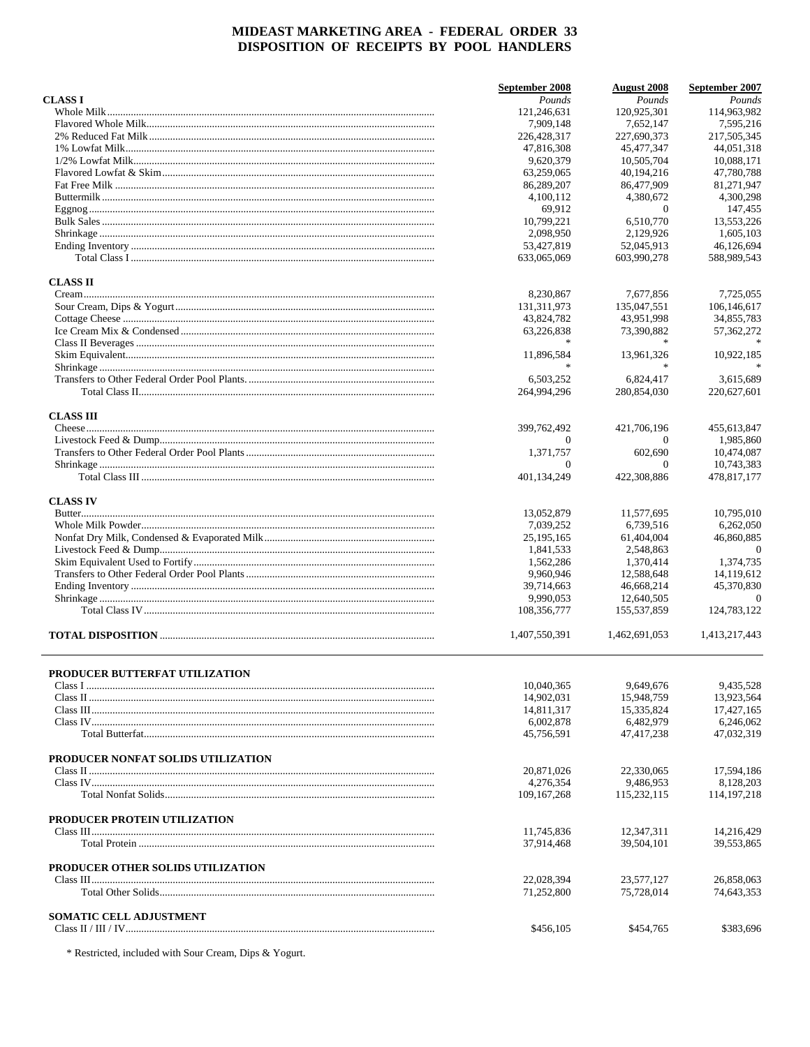# MIDEAST MARKETING AREA - FEDERAL ORDER 33
## DISPOSITION OF RECEIPTS BY POOL HANDLERS

| | September 2008 | August 2008 | September 2007 |
|---|---|---|---|
| **CLASS I** | *Pounds* | *Pounds* | *Pounds* |
| Whole Milk | 121,246,631 | 120,925,301 | 114,963,982 |
| Flavored Whole Milk | 7,909,148 | 7,652,147 | 7,595,216 |
| 2% Reduced Fat Milk | 226,428,317 | 227,690,373 | 217,505,345 |
| 1% Lowfat Milk | 47,816,308 | 45,477,347 | 44,051,318 |
| 1/2% Lowfat Milk | 9,620,379 | 10,505,704 | 10,088,171 |
| Flavored Lowfat & Skim | 63,259,065 | 40,194,216 | 47,780,788 |
| Fat Free Milk | 86,289,207 | 86,477,909 | 81,271,947 |
| Buttermilk | 4,100,112 | 4,380,672 | 4,300,298 |
| Eggnog | 69,912 | 0 | 147,455 |
| Bulk Sales | 10,799,221 | 6,510,770 | 13,553,226 |
| Shrinkage | 2,098,950 | 2,129,926 | 1,605,103 |
| Ending Inventory | 53,427,819 | 52,045,913 | 46,126,694 |
| Total Class I | 633,065,069 | 603,990,278 | 588,989,543 |
| **CLASS II** | | | |
| Cream | 8,230,867 | 7,677,856 | 7,725,055 |
| Sour Cream, Dips & Yogurt | 131,311,973 | 135,047,551 | 106,146,617 |
| Cottage Cheese | 43,824,782 | 43,951,998 | 34,855,783 |
| Ice Cream Mix & Condensed | 63,226,838 | 73,390,882 | 57,362,272 |
| Class II Beverages | * | * | * |
| Skim Equivalent | 11,896,584 | 13,961,326 | 10,922,185 |
| Shrinkage | * | * | * |
| Transfers to Other Federal Order Pool Plants. | 6,503,252 | 6,824,417 | 3,615,689 |
| Total Class II | 264,994,296 | 280,854,030 | 220,627,601 |
| **CLASS III** | | | |
| Cheese | 399,762,492 | 421,706,196 | 455,613,847 |
| Livestock Feed & Dump | 0 | 0 | 1,985,860 |
| Transfers to Other Federal Order Pool Plants | 1,371,757 | 602,690 | 10,474,087 |
| Shrinkage | 0 | 0 | 10,743,383 |
| Total Class III | 401,134,249 | 422,308,886 | 478,817,177 |
| **CLASS IV** | | | |
| Butter | 13,052,879 | 11,577,695 | 10,795,010 |
| Whole Milk Powder | 7,039,252 | 6,739,516 | 6,262,050 |
| Nonfat Dry Milk, Condensed & Evaporated Milk | 25,195,165 | 61,404,004 | 46,860,885 |
| Livestock Feed & Dump | 1,841,533 | 2,548,863 | 0 |
| Skim Equivalent Used to Fortify | 1,562,286 | 1,370,414 | 1,374,735 |
| Transfers to Other Federal Order Pool Plants | 9,960,946 | 12,588,648 | 14,119,612 |
| Ending Inventory | 39,714,663 | 46,668,214 | 45,370,830 |
| Shrinkage | 9,990,053 | 12,640,505 | 0 |
| Total Class IV | 108,356,777 | 155,537,859 | 124,783,122 |
| **TOTAL DISPOSITION** | 1,407,550,391 | 1,462,691,053 | 1,413,217,443 |

| | September 2008 | August 2008 | September 2007 |
|---|---|---|---|
| **PRODUCER BUTTERFAT UTILIZATION** | | | |
| Class I | 10,040,365 | 9,649,676 | 9,435,528 |
| Class II | 14,902,031 | 15,948,759 | 13,923,564 |
| Class III | 14,811,317 | 15,335,824 | 17,427,165 |
| Class IV | 6,002,878 | 6,482,979 | 6,246,062 |
| Total Butterfat | 45,756,591 | 47,417,238 | 47,032,319 |
| **PRODUCER NONFAT SOLIDS UTILIZATION** | | | |
| Class II | 20,871,026 | 22,330,065 | 17,594,186 |
| Class IV | 4,276,354 | 9,486,953 | 8,128,203 |
| Total Nonfat Solids | 109,167,268 | 115,232,115 | 114,197,218 |
| **PRODUCER PROTEIN UTILIZATION** | | | |
| Class III | 11,745,836 | 12,347,311 | 14,216,429 |
| Total Protein | 37,914,468 | 39,504,101 | 39,553,865 |
| **PRODUCER OTHER SOLIDS UTILIZATION** | | | |
| Class III | 22,028,394 | 23,577,127 | 26,858,063 |
| Total Other Solids | 71,252,800 | 75,728,014 | 74,643,353 |
| **SOMATIC CELL ADJUSTMENT** | | | |
| Class II / III / IV | $456,105 | $454,765 | $383,696 |

* Restricted, included with Sour Cream, Dips & Yogurt.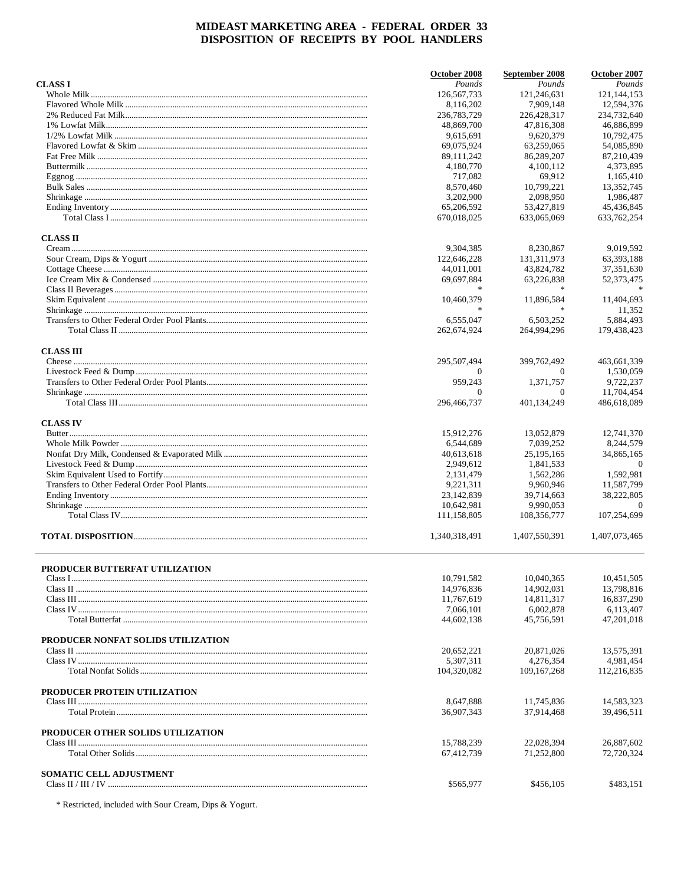# MIDEAST MARKETING AREA - FEDERAL ORDER 33
## DISPOSITION OF RECEIPTS BY POOL HANDLERS

| | October 2008 | September 2008 | October 2007 |
|---|---|---|---|
| **CLASS I** | *Pounds* | *Pounds* | *Pounds* |
| Whole Milk | 126,567,733 | 121,246,631 | 121,144,153 |
| Flavored Whole Milk | 8,116,202 | 7,909,148 | 12,594,376 |
| 2% Reduced Fat Milk | 236,783,729 | 226,428,317 | 234,732,640 |
| 1% Lowfat Milk | 48,869,700 | 47,816,308 | 46,886,899 |
| 1/2% Lowfat Milk | 9,615,691 | 9,620,379 | 10,792,475 |
| Flavored Lowfat & Skim | 69,075,924 | 63,259,065 | 54,085,890 |
| Fat Free Milk | 89,111,242 | 86,289,207 | 87,210,439 |
| Buttermilk | 4,180,770 | 4,100,112 | 4,373,895 |
| Eggnog | 717,082 | 69,912 | 1,165,410 |
| Bulk Sales | 8,570,460 | 10,799,221 | 13,352,745 |
| Shrinkage | 3,202,900 | 2,098,950 | 1,986,487 |
| Ending Inventory | 65,206,592 | 53,427,819 | 45,436,845 |
| Total Class I | 670,018,025 | 633,065,069 | 633,762,254 |
| **CLASS II** | | | |
| Cream | 9,304,385 | 8,230,867 | 9,019,592 |
| Sour Cream, Dips & Yogurt | 122,646,228 | 131,311,973 | 63,393,188 |
| Cottage Cheese | 44,011,001 | 43,824,782 | 37,351,630 |
| Ice Cream Mix & Condensed | 69,697,884 | 63,226,838 | 52,373,475 |
| Class II Beverages | * | * | * |
| Skim Equivalent | 10,460,379 | 11,896,584 | 11,404,693 |
| Shrinkage | * | * | 11,352 |
| Transfers to Other Federal Order Pool Plants | 6,555,047 | 6,503,252 | 5,884,493 |
| Total Class II | 262,674,924 | 264,994,296 | 179,438,423 |
| **CLASS III** | | | |
| Cheese | 295,507,494 | 399,762,492 | 463,661,339 |
| Livestock Feed & Dump | 0 | 0 | 1,530,059 |
| Transfers to Other Federal Order Pool Plants | 959,243 | 1,371,757 | 9,722,237 |
| Shrinkage | 0 | 0 | 11,704,454 |
| Total Class III | 296,466,737 | 401,134,249 | 486,618,089 |
| **CLASS IV** | | | |
| Butter | 15,912,276 | 13,052,879 | 12,741,370 |
| Whole Milk Powder | 6,544,689 | 7,039,252 | 8,244,579 |
| Nonfat Dry Milk, Condensed & Evaporated Milk | 40,613,618 | 25,195,165 | 34,865,165 |
| Livestock Feed & Dump | 2,949,612 | 1,841,533 | 0 |
| Skim Equivalent Used to Fortify | 2,131,479 | 1,562,286 | 1,592,981 |
| Transfers to Other Federal Order Pool Plants | 9,221,311 | 9,960,946 | 11,587,799 |
| Ending Inventory | 23,142,839 | 39,714,663 | 38,222,805 |
| Shrinkage | 10,642,981 | 9,990,053 | 0 |
| Total Class IV | 111,158,805 | 108,356,777 | 107,254,699 |
| **TOTAL DISPOSITION** | 1,340,318,491 | 1,407,550,391 | 1,407,073,465 |

| | October 2008 | September 2008 | October 2007 |
|---|---|---|---|
| **PRODUCER BUTTERFAT UTILIZATION** | | | |
| Class I | 10,791,582 | 10,040,365 | 10,451,505 |
| Class II | 14,976,836 | 14,902,031 | 13,798,816 |
| Class III | 11,767,619 | 14,811,317 | 16,837,290 |
| Class IV | 7,066,101 | 6,002,878 | 6,113,407 |
| Total Butterfat | 44,602,138 | 45,756,591 | 47,201,018 |
| **PRODUCER NONFAT SOLIDS UTILIZATION** | | | |
| Class II | 20,652,221 | 20,871,026 | 13,575,391 |
| Class IV | 5,307,311 | 4,276,354 | 4,981,454 |
| Total Nonfat Solids | 104,320,082 | 109,167,268 | 112,216,835 |
| **PRODUCER PROTEIN UTILIZATION** | | | |
| Class III | 8,647,888 | 11,745,836 | 14,583,323 |
| Total Protein | 36,907,343 | 37,914,468 | 39,496,511 |
| **PRODUCER OTHER SOLIDS UTILIZATION** | | | |
| Class III | 15,788,239 | 22,028,394 | 26,887,602 |
| Total Other Solids | 67,412,739 | 71,252,800 | 72,720,324 |
| **SOMATIC CELL ADJUSTMENT** | | | |
| Class II / III / IV | $565,977 | $456,105 | $483,151 |

* Restricted, included with Sour Cream, Dips & Yogurt.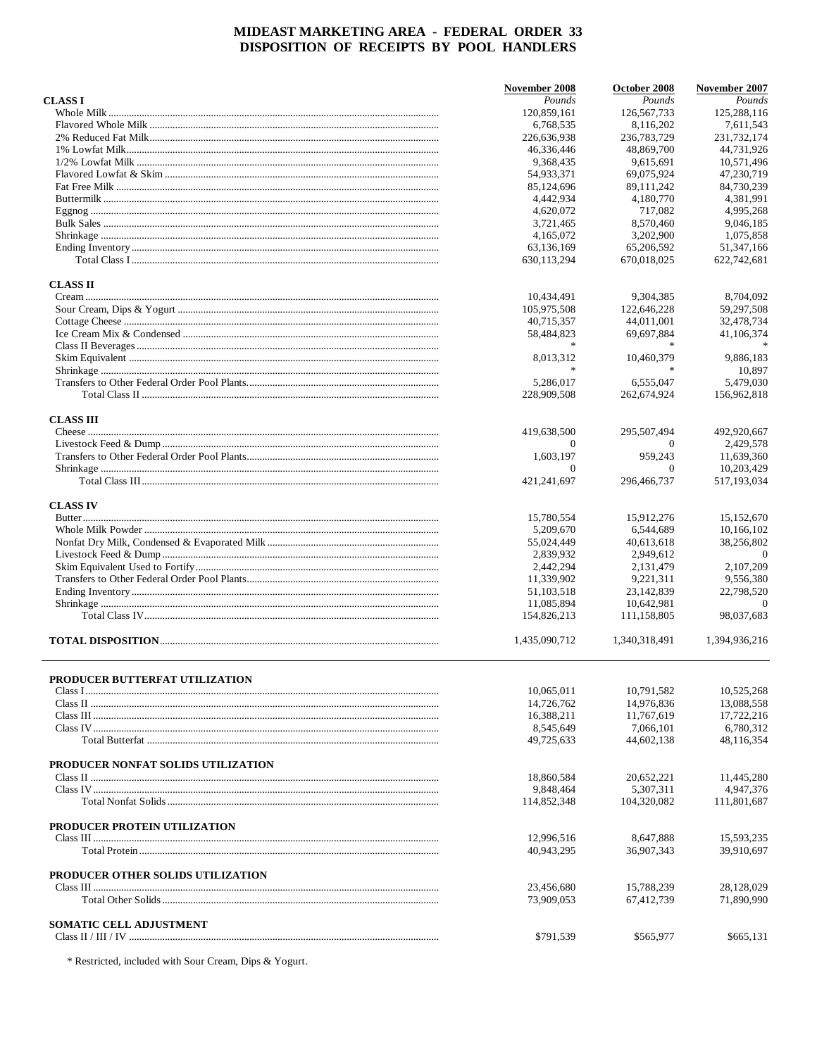# MIDEAST MARKETING AREA - FEDERAL ORDER 33
## DISPOSITION OF RECEIPTS BY POOL HANDLERS

| | November 2008 | October 2008 | November 2007 |
|---|---|---|---|
| | *Pounds* | *Pounds* | *Pounds* |
| **CLASS I** | | | |
| Whole Milk | 120,859,161 | 126,567,733 | 125,288,116 |
| Flavored Whole Milk | 6,768,535 | 8,116,202 | 7,611,543 |
| 2% Reduced Fat Milk | 226,636,938 | 236,783,729 | 231,732,174 |
| 1% Lowfat Milk | 46,336,446 | 48,869,700 | 44,731,926 |
| 1/2% Lowfat Milk | 9,368,435 | 9,615,691 | 10,571,496 |
| Flavored Lowfat & Skim | 54,933,371 | 69,075,924 | 47,230,719 |
| Fat Free Milk | 85,124,696 | 89,111,242 | 84,730,239 |
| Buttermilk | 4,442,934 | 4,180,770 | 4,381,991 |
| Eggnog | 4,620,072 | 717,082 | 4,995,268 |
| Bulk Sales | 3,721,465 | 8,570,460 | 9,046,185 |
| Shrinkage | 4,165,072 | 3,202,900 | 1,075,858 |
| Ending Inventory | 63,136,169 | 65,206,592 | 51,347,166 |
| Total Class I | 630,113,294 | 670,018,025 | 622,742,681 |
| **CLASS II** | | | |
| Cream | 10,434,491 | 9,304,385 | 8,704,092 |
| Sour Cream, Dips & Yogurt | 105,975,508 | 122,646,228 | 59,297,508 |
| Cottage Cheese | 40,715,357 | 44,011,001 | 32,478,734 |
| Ice Cream Mix & Condensed | 58,484,823 | 69,697,884 | 41,106,374 |
| Class II Beverages | * | * | * |
| Skim Equivalent | 8,013,312 | 10,460,379 | 9,886,183 |
| Shrinkage | * | * | 10,897 |
| Transfers to Other Federal Order Pool Plants | 5,286,017 | 6,555,047 | 5,479,030 |
| Total Class II | 228,909,508 | 262,674,924 | 156,962,818 |
| **CLASS III** | | | |
| Cheese | 419,638,500 | 295,507,494 | 492,920,667 |
| Livestock Feed & Dump | 0 | 0 | 2,429,578 |
| Transfers to Other Federal Order Pool Plants | 1,603,197 | 959,243 | 11,639,360 |
| Shrinkage | 0 | 0 | 10,203,429 |
| Total Class III | 421,241,697 | 296,466,737 | 517,193,034 |
| **CLASS IV** | | | |
| Butter | 15,780,554 | 15,912,276 | 15,152,670 |
| Whole Milk Powder | 5,209,670 | 6,544,689 | 10,166,102 |
| Nonfat Dry Milk, Condensed & Evaporated Milk | 55,024,449 | 40,613,618 | 38,256,802 |
| Livestock Feed & Dump | 2,839,932 | 2,949,612 | 0 |
| Skim Equivalent Used to Fortify | 2,442,294 | 2,131,479 | 2,107,209 |
| Transfers to Other Federal Order Pool Plants | 11,339,902 | 9,221,311 | 9,556,380 |
| Ending Inventory | 51,103,518 | 23,142,839 | 22,798,520 |
| Shrinkage | 11,085,894 | 10,642,981 | 0 |
| Total Class IV | 154,826,213 | 111,158,805 | 98,037,683 |
| **TOTAL DISPOSITION** | 1,435,090,712 | 1,340,318,491 | 1,394,936,216 |

| | November 2008 | October 2008 | November 2007 |
|---|---|---|---|
| **PRODUCER BUTTERFAT UTILIZATION** | | | |
| Class I | 10,065,011 | 10,791,582 | 10,525,268 |
| Class II | 14,726,762 | 14,976,836 | 13,088,558 |
| Class III | 16,388,211 | 11,767,619 | 17,722,216 |
| Class IV | 8,545,649 | 7,066,101 | 6,780,312 |
| Total Butterfat | 49,725,633 | 44,602,138 | 48,116,354 |
| **PRODUCER NONFAT SOLIDS UTILIZATION** | | | |
| Class II | 18,860,584 | 20,652,221 | 11,445,280 |
| Class IV | 9,848,464 | 5,307,311 | 4,947,376 |
| Total Nonfat Solids | 114,852,348 | 104,320,082 | 111,801,687 |
| **PRODUCER PROTEIN UTILIZATION** | | | |
| Class III | 12,996,516 | 8,647,888 | 15,593,235 |
| Total Protein | 40,943,295 | 36,907,343 | 39,910,697 |
| **PRODUCER OTHER SOLIDS UTILIZATION** | | | |
| Class III | 23,456,680 | 15,788,239 | 28,128,029 |
| Total Other Solids | 73,909,053 | 67,412,739 | 71,890,990 |
| **SOMATIC CELL ADJUSTMENT** | | | |
| Class II / III / IV | $791,539 | $565,977 | $665,131 |

\* Restricted, included with Sour Cream, Dips & Yogurt.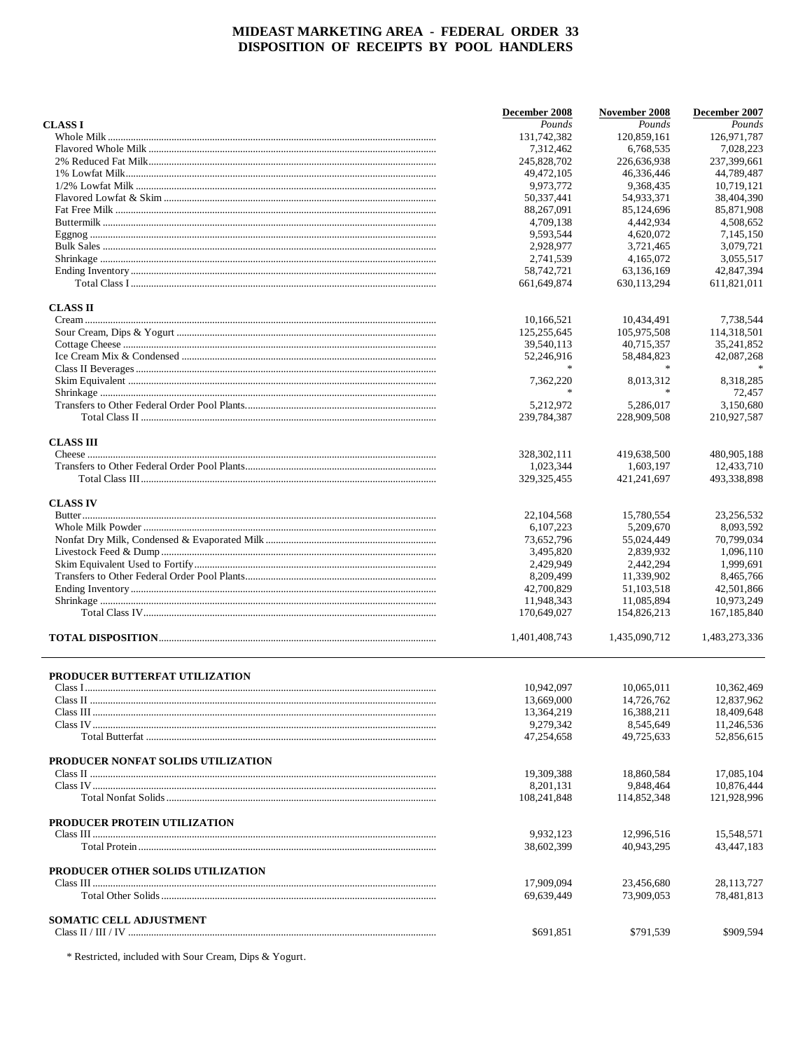# MIDEAST MARKETING AREA - FEDERAL ORDER 33
## DISPOSITION OF RECEIPTS BY POOL HANDLERS

| | December 2008 | November 2008 | December 2007 |
|---|---|---|---|
| | *Pounds* | *Pounds* | *Pounds* |
| **CLASS I** | | | |
| Whole Milk | 131,742,382 | 120,859,161 | 126,971,787 |
| Flavored Whole Milk | 7,312,462 | 6,768,535 | 7,028,223 |
| 2% Reduced Fat Milk | 245,828,702 | 226,636,938 | 237,399,661 |
| 1% Lowfat Milk | 49,472,105 | 46,336,446 | 44,789,487 |
| 1/2% Lowfat Milk | 9,973,772 | 9,368,435 | 10,719,121 |
| Flavored Lowfat & Skim | 50,337,441 | 54,933,371 | 38,404,390 |
| Fat Free Milk | 88,267,091 | 85,124,696 | 85,871,908 |
| Buttermilk | 4,709,138 | 4,442,934 | 4,508,652 |
| Eggnog | 9,593,544 | 4,620,072 | 7,145,150 |
| Bulk Sales | 2,928,977 | 3,721,465 | 3,079,721 |
| Shrinkage | 2,741,539 | 4,165,072 | 3,055,517 |
| Ending Inventory | 58,742,721 | 63,136,169 | 42,847,394 |
| Total Class I | 661,649,874 | 630,113,294 | 611,821,011 |
| **CLASS II** | | | |
| Cream | 10,166,521 | 10,434,491 | 7,738,544 |
| Sour Cream, Dips & Yogurt | 125,255,645 | 105,975,508 | 114,318,501 |
| Cottage Cheese | 39,540,113 | 40,715,357 | 35,241,852 |
| Ice Cream Mix & Condensed | 52,246,916 | 58,484,823 | 42,087,268 |
| Class II Beverages | * | * | * |
| Skim Equivalent | 7,362,220 | 8,013,312 | 8,318,285 |
| Shrinkage | * | * | 72,457 |
| Transfers to Other Federal Order Pool Plants | 5,212,972 | 5,286,017 | 3,150,680 |
| Total Class II | 239,784,387 | 228,909,508 | 210,927,587 |
| **CLASS III** | | | |
| Cheese | 328,302,111 | 419,638,500 | 480,905,188 |
| Transfers to Other Federal Order Pool Plants | 1,023,344 | 1,603,197 | 12,433,710 |
| Total Class III | 329,325,455 | 421,241,697 | 493,338,898 |
| **CLASS IV** | | | |
| Butter | 22,104,568 | 15,780,554 | 23,256,532 |
| Whole Milk Powder | 6,107,223 | 5,209,670 | 8,093,592 |
| Nonfat Dry Milk, Condensed & Evaporated Milk | 73,652,796 | 55,024,449 | 70,799,034 |
| Livestock Feed & Dump | 3,495,820 | 2,839,932 | 1,096,110 |
| Skim Equivalent Used to Fortify | 2,429,949 | 2,442,294 | 1,999,691 |
| Transfers to Other Federal Order Pool Plants | 8,209,499 | 11,339,902 | 8,465,766 |
| Ending Inventory | 42,700,829 | 51,103,518 | 42,501,866 |
| Shrinkage | 11,948,343 | 11,085,894 | 10,973,249 |
| Total Class IV | 170,649,027 | 154,826,213 | 167,185,840 |
| **TOTAL DISPOSITION** | 1,401,408,743 | 1,435,090,712 | 1,483,273,336 |
| **PRODUCER BUTTERFAT UTILIZATION** | | | |
| Class I | 10,942,097 | 10,065,011 | 10,362,469 |
| Class II | 13,669,000 | 14,726,762 | 12,837,962 |
| Class III | 13,364,219 | 16,388,211 | 18,409,648 |
| Class IV | 9,279,342 | 8,545,649 | 11,246,536 |
| Total Butterfat | 47,254,658 | 49,725,633 | 52,856,615 |
| **PRODUCER NONFAT SOLIDS UTILIZATION** | | | |
| Class II | 19,309,388 | 18,860,584 | 17,085,104 |
| Class IV | 8,201,131 | 9,848,464 | 10,876,444 |
| Total Nonfat Solids | 108,241,848 | 114,852,348 | 121,928,996 |
| **PRODUCER PROTEIN UTILIZATION** | | | |
| Class III | 9,932,123 | 12,996,516 | 15,548,571 |
| Total Protein | 38,602,399 | 40,943,295 | 43,447,183 |
| **PRODUCER OTHER SOLIDS UTILIZATION** | | | |
| Class III | 17,909,094 | 23,456,680 | 28,113,727 |
| Total Other Solids | 69,639,449 | 73,909,053 | 78,481,813 |
| **SOMATIC CELL ADJUSTMENT** | | | |
| Class II / III / IV | $691,851 | $791,539 | $909,594 |

\* Restricted, included with Sour Cream, Dips & Yogurt.